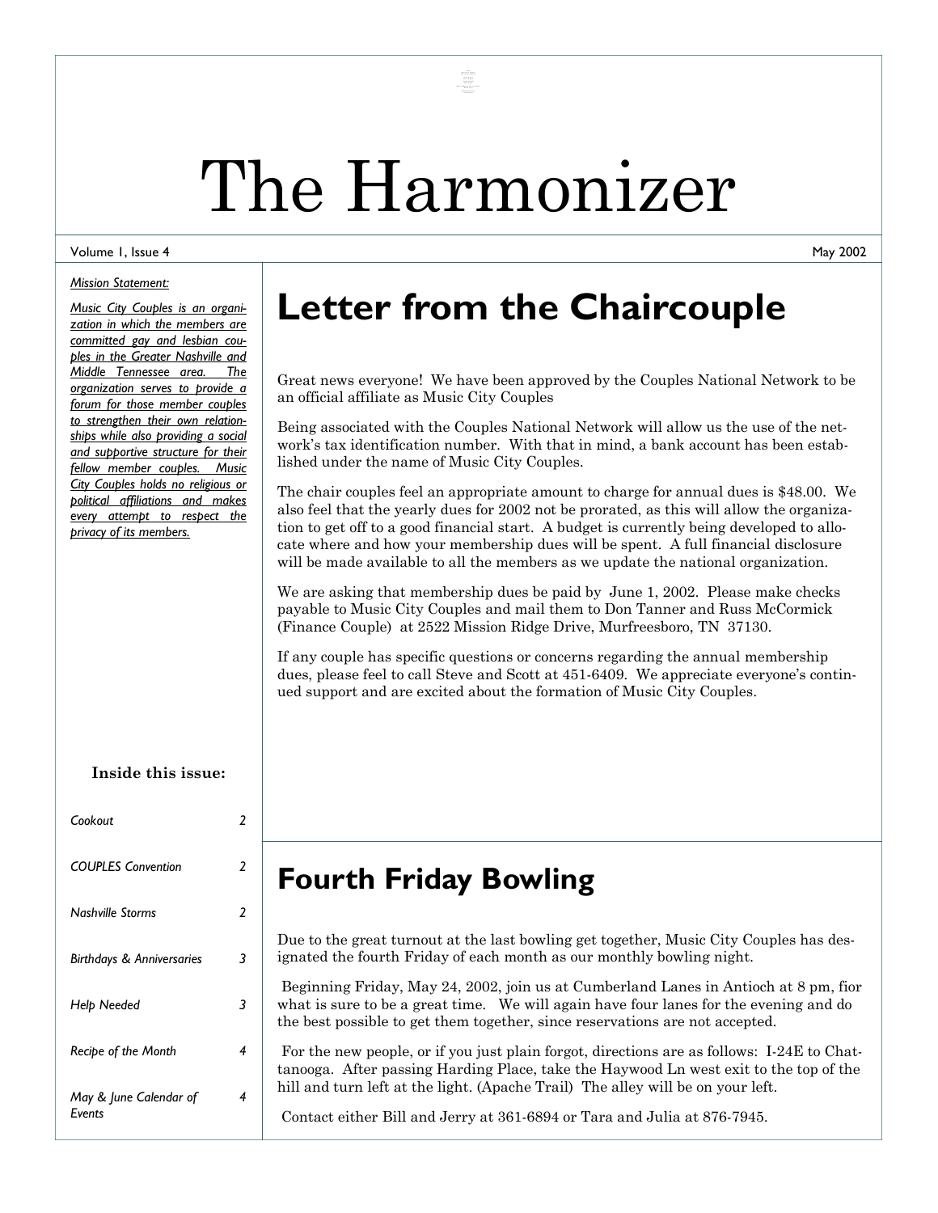# The Harmonizer

Volume 1, Issue 4 — May 2002

*Mission Statement:*

*Music City Couples is an organization in which the members are committed gay and lesbian couples in the Greater Nashville and Middle Tennessee area. The organization serves to provide a forum for those member couples to strengthen their own relationships while also providing a social and supportive structure for their fellow member couples. Music City Couples holds no religious or political affiliations and makes every attempt to respect the privacy of its members.*

**Inside this issue:**

| | |
|---|---|
| *Cookout* | 2 |
| *COUPLES Convention* | 2 |
| *Nashville Storms* | 2 |
| *Birthdays & Anniversaries* | 3 |
| *Help Needed* | 3 |
| *Recipe of the Month* | 4 |
| *May & June Calendar of Events* | 4 |

## Letter from the Chaircouple

Great news everyone! We have been approved by the Couples National Network to be an official affiliate as Music City Couples

Being associated with the Couples National Network will allow us the use of the network's tax identification number. With that in mind, a bank account has been established under the name of Music City Couples.

The chair couples feel an appropriate amount to charge for annual dues is $48.00. We also feel that the yearly dues for 2002 not be prorated, as this will allow the organization to get off to a good financial start. A budget is currently being developed to allocate where and how your membership dues will be spent. A full financial disclosure will be made available to all the members as we update the national organization.

We are asking that membership dues be paid by June 1, 2002. Please make checks payable to Music City Couples and mail them to Don Tanner and Russ McCormick (Finance Couple) at 2522 Mission Ridge Drive, Murfreesboro, TN 37130.

If any couple has specific questions or concerns regarding the annual membership dues, please feel to call Steve and Scott at 451-6409. We appreciate everyone's continued support and are excited about the formation of Music City Couples.

## Fourth Friday Bowling

Due to the great turnout at the last bowling get together, Music City Couples has designated the fourth Friday of each month as our monthly bowling night.

Beginning Friday, May 24, 2002, join us at Cumberland Lanes in Antioch at 8 pm, fior what is sure to be a great time. We will again have four lanes for the evening and do the best possible to get them together, since reservations are not accepted.

For the new people, or if you just plain forgot, directions are as follows: I-24E to Chattanooga. After passing Harding Place, take the Haywood Ln west exit to the top of the hill and turn left at the light. (Apache Trail) The alley will be on your left.

Contact either Bill and Jerry at 361-6894 or Tara and Julia at 876-7945.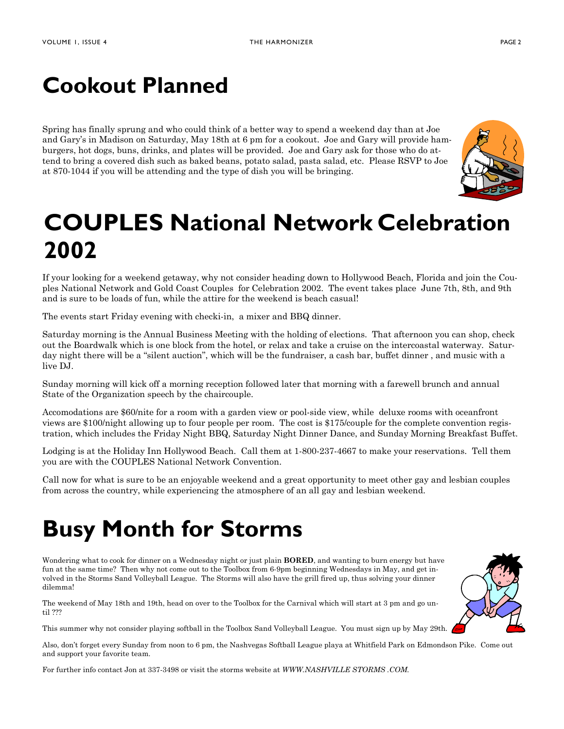# Cookout Planned

Spring has finally sprung and who could think of a better way to spend a weekend day than at Joe and Gary's in Madison on Saturday, May 18th at 6 pm for a cookout. Joe and Gary will provide hamburgers, hot dogs, buns, drinks, and plates will be provided. Joe and Gary ask for those who do attend to bring a covered dish such as baked beans, potato salad, pasta salad, etc. Please RSVP to Joe at 870-1044 if you will be attending and the type of dish you will be bringing.

# COUPLES National Network Celebration 2002

If your looking for a weekend getaway, why not consider heading down to Hollywood Beach, Florida and join the Couples National Network and Gold Coast Couples for Celebration 2002. The event takes place June 7th, 8th, and 9th and is sure to be loads of fun, while the attire for the weekend is beach casual!

The events start Friday evening with checki-in, a mixer and BBQ dinner.

Saturday morning is the Annual Business Meeting with the holding of elections. That afternoon you can shop, check out the Boardwalk which is one block from the hotel, or relax and take a cruise on the intercoastal waterway. Saturday night there will be a "silent auction", which will be the fundraiser, a cash bar, buffet dinner , and music with a live DJ.

Sunday morning will kick off a morning reception followed later that morning with a farewell brunch and annual State of the Organization speech by the chaircouple.

Accomodations are $60/nite for a room with a garden view or pool-side view, while deluxe rooms with oceanfront views are $100/night allowing up to four people per room. The cost is $175/couple for the complete convention registration, which includes the Friday Night BBQ, Saturday Night Dinner Dance, and Sunday Morning Breakfast Buffet.

Lodging is at the Holiday Inn Hollywood Beach. Call them at 1-800-237-4667 to make your reservations. Tell them you are with the COUPLES National Network Convention.

Call now for what is sure to be an enjoyable weekend and a great opportunity to meet other gay and lesbian couples from across the country, while experiencing the atmosphere of an all gay and lesbian weekend.

# Busy Month for Storms

Wondering what to cook for dinner on a Wednesday night or just plain **BORED**, and wanting to burn energy but have fun at the same time? Then why not come out to the Toolbox from 6-9pm beginning Wednesdays in May, and get involved in the Storms Sand Volleyball League. The Storms will also have the grill fired up, thus solving your dinner dilemma!

The weekend of May 18th and 19th, head on over to the Toolbox for the Carnival which will start at 3 pm and go until ???

This summer why not consider playing softball in the Toolbox Sand Volleyball League. You must sign up by May 29th.

Also, don't forget every Sunday from noon to 6 pm, the Nashvegas Softball League playa at Whitfield Park on Edmondson Pike. Come out and support your favorite team.

For further info contact Jon at 337-3498 or visit the storms website at *WWW.NASHVILLE STORMS .COM.*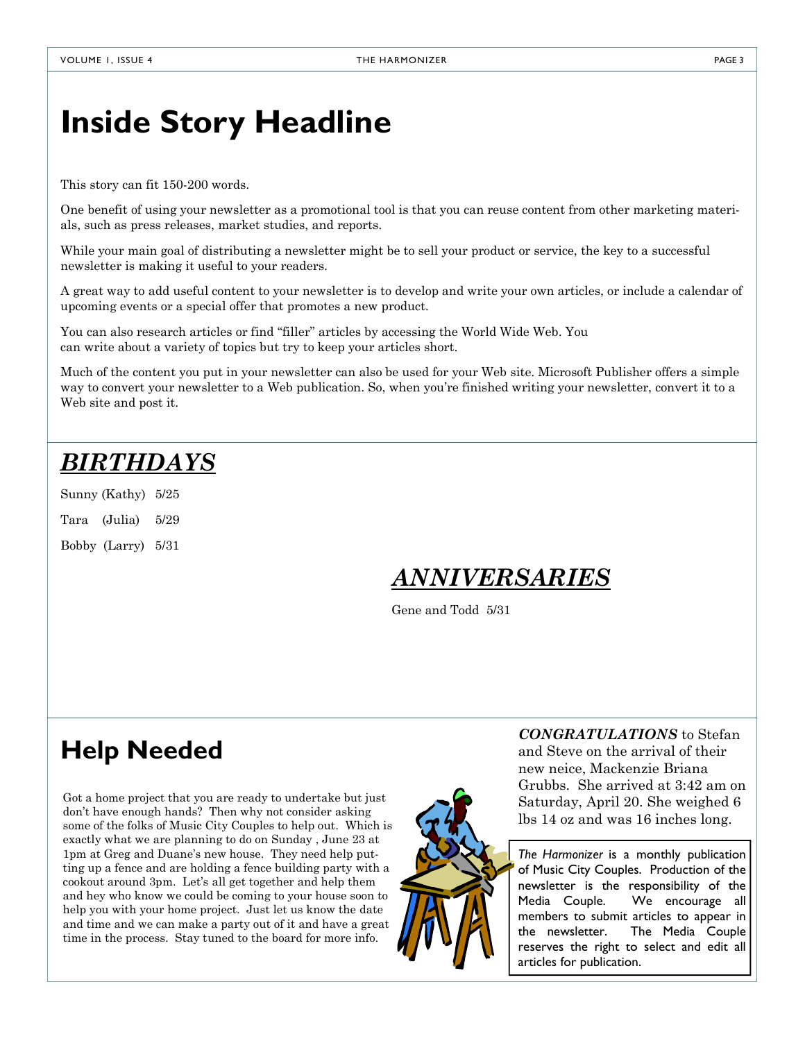# Inside Story Headline

This story can fit 150-200 words.

One benefit of using your newsletter as a promotional tool is that you can reuse content from other marketing materials, such as press releases, market studies, and reports.

While your main goal of distributing a newsletter might be to sell your product or service, the key to a successful newsletter is making it useful to your readers.

A great way to add useful content to your newsletter is to develop and write your own articles, or include a calendar of upcoming events or a special offer that promotes a new product.

You can also research articles or find "filler" articles by accessing the World Wide Web. You can write about a variety of topics but try to keep your articles short.

Much of the content you put in your newsletter can also be used for your Web site. Microsoft Publisher offers a simple way to convert your newsletter to a Web publication. So, when you're finished writing your newsletter, convert it to a Web site and post it.

## ***BIRTHDAYS***

Sunny (Kathy) 5/25

Tara (Julia) 5/29

Bobby (Larry) 5/31

## ***ANNIVERSARIES***

Gene and Todd 5/31

# Help Needed

Got a home project that you are ready to undertake but just don't have enough hands? Then why not consider asking some of the folks of Music City Couples to help out. Which is exactly what we are planning to do on Sunday , June 23 at 1pm at Greg and Duane's new house. They need help putting up a fence and are holding a fence building party with a cookout around 3pm. Let's all get together and help them and hey who know we could be coming to your house soon to help you with your home project. Just let us know the date and time and we can make a party out of it and have a great time in the process. Stay tuned to the board for more info.

***CONGRATULATIONS*** to Stefan and Steve on the arrival of their new neice, Mackenzie Briana Grubbs. She arrived at 3:42 am on Saturday, April 20. She weighed 6 lbs 14 oz and was 16 inches long.

*The Harmonizer* is a monthly publication of Music City Couples. Production of the newsletter is the responsibility of the Media Couple. We encourage all members to submit articles to appear in the newsletter. The Media Couple reserves the right to select and edit all articles for publication.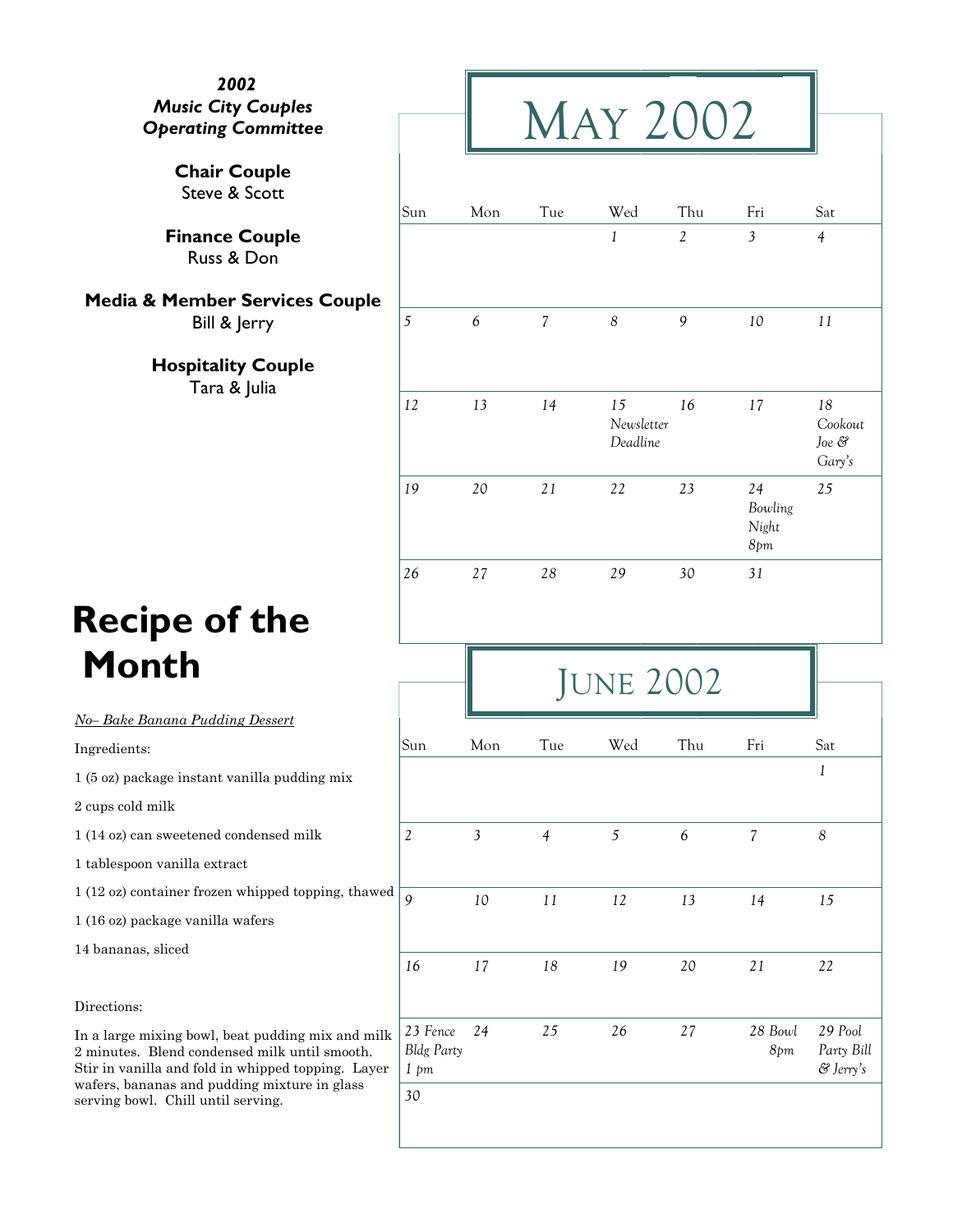**2002**
***Music City Couples***
***Operating Committee***

**Chair Couple**
Steve & Scott

**Finance Couple**
Russ & Don

**Media & Member Services Couple**
Bill & Jerry

**Hospitality Couple**
Tara & Julia

# May 2002

| Sun | Mon | Tue | Wed | Thu | Fri | Sat |
|---|---|---|---|---|---|---|
| | | | 1 | 2 | 3 | 4 |
| 5 | 6 | 7 | 8 | 9 | 10 | 11 |
| 12 | 13 | 14 | 15 Newsletter Deadline | 16 | 17 | 18 Cookout Joe & Gary's |
| 19 | 20 | 21 | 22 | 23 | 24 Bowling Night 8pm | 25 |
| 26 | 27 | 28 | 29 | 30 | 31 | |

# June 2002

| Sun | Mon | Tue | Wed | Thu | Fri | Sat |
|---|---|---|---|---|---|---|
| | | | | | | 1 |
| 2 | 3 | 4 | 5 | 6 | 7 | 8 |
| 9 | 10 | 11 | 12 | 13 | 14 | 15 |
| 16 | 17 | 18 | 19 | 20 | 21 | 22 |
| 23 Fence Bldg Party 1 pm | 24 | 25 | 26 | 27 | 28 Bowl 8pm | 29 Pool Party Bill & Jerry's |
| 30 | | | | | | |

# Recipe of the Month

*No– Bake Banana Pudding Dessert*

Ingredients:

1 (5 oz) package instant vanilla pudding mix

2 cups cold milk

1 (14 oz) can sweetened condensed milk

1 tablespoon vanilla extract

1 (12 oz) container frozen whipped topping, thawed

1 (16 oz) package vanilla wafers

14 bananas, sliced

Directions:

In a large mixing bowl, beat pudding mix and milk 2 minutes. Blend condensed milk until smooth. Stir in vanilla and fold in whipped topping. Layer wafers, bananas and pudding mixture in glass serving bowl. Chill until serving.